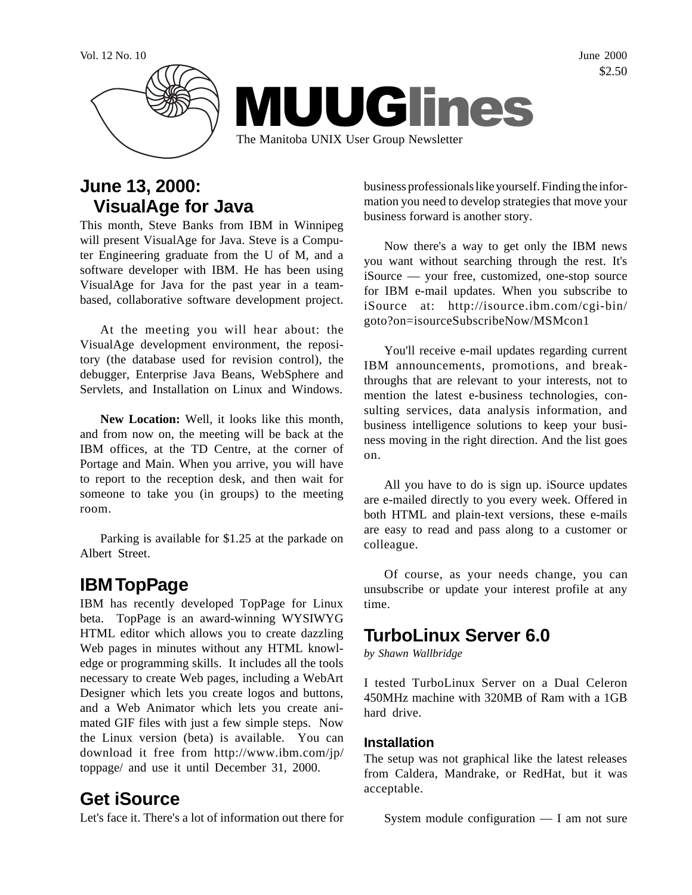Vol. 12 No. 10

June 2000

$2.50

# MUUGlines

The Manitoba UNIX User Group Newsletter

## June 13, 2000: VisualAge for Java

This month, Steve Banks from IBM in Winnipeg will present VisualAge for Java. Steve is a Computer Engineering graduate from the U of M, and a software developer with IBM. He has been using VisualAge for Java for the past year in a team-based, collaborative software development project.

At the meeting you will hear about: the VisualAge development environment, the repository (the database used for revision control), the debugger, Enterprise Java Beans, WebSphere and Servlets, and Installation on Linux and Windows.

**New Location:** Well, it looks like this month, and from now on, the meeting will be back at the IBM offices, at the TD Centre, at the corner of Portage and Main. When you arrive, you will have to report to the reception desk, and then wait for someone to take you (in groups) to the meeting room.

Parking is available for $1.25 at the parkade on Albert Street.

## IBM TopPage

IBM has recently developed TopPage for Linux beta. TopPage is an award-winning WYSIWYG HTML editor which allows you to create dazzling Web pages in minutes without any HTML knowledge or programming skills. It includes all the tools necessary to create Web pages, including a WebArt Designer which lets you create logos and buttons, and a Web Animator which lets you create animated GIF files with just a few simple steps. Now the Linux version (beta) is available. You can download it free from http://www.ibm.com/jp/toppage/ and use it until December 31, 2000.

## Get iSource

Let's face it. There's a lot of information out there for business professionals like yourself. Finding the information you need to develop strategies that move your business forward is another story.

Now there's a way to get only the IBM news you want without searching through the rest. It's iSource — your free, customized, one-stop source for IBM e-mail updates. When you subscribe to iSource at: http://isource.ibm.com/cgi-bin/goto?on=isourceSubscribeNow/MSMcon1

You'll receive e-mail updates regarding current IBM announcements, promotions, and breakthroughs that are relevant to your interests, not to mention the latest e-business technologies, consulting services, data analysis information, and business intelligence solutions to keep your business moving in the right direction. And the list goes on.

All you have to do is sign up. iSource updates are e-mailed directly to you every week. Offered in both HTML and plain-text versions, these e-mails are easy to read and pass along to a customer or colleague.

Of course, as your needs change, you can unsubscribe or update your interest profile at any time.

## TurboLinux Server 6.0

*by Shawn Wallbridge*

I tested TurboLinux Server on a Dual Celeron 450MHz machine with 320MB of Ram with a 1GB hard drive.

### Installation

The setup was not graphical like the latest releases from Caldera, Mandrake, or RedHat, but it was acceptable.

System module configuration — I am not sure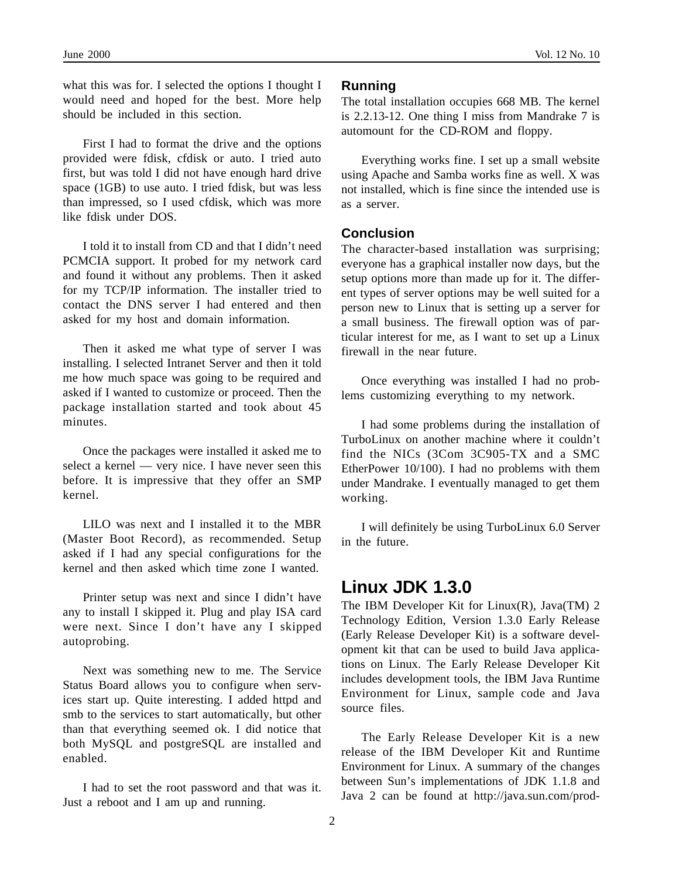what this was for. I selected the options I thought I would need and hoped for the best. More help should be included in this section.

First I had to format the drive and the options provided were fdisk, cfdisk or auto. I tried auto first, but was told I did not have enough hard drive space (1GB) to use auto. I tried fdisk, but was less than impressed, so I used cfdisk, which was more like fdisk under DOS.

I told it to install from CD and that I didn't need PCMCIA support. It probed for my network card and found it without any problems. Then it asked for my TCP/IP information. The installer tried to contact the DNS server I had entered and then asked for my host and domain information.

Then it asked me what type of server I was installing. I selected Intranet Server and then it told me how much space was going to be required and asked if I wanted to customize or proceed. Then the package installation started and took about 45 minutes.

Once the packages were installed it asked me to select a kernel — very nice. I have never seen this before. It is impressive that they offer an SMP kernel.

LILO was next and I installed it to the MBR (Master Boot Record), as recommended. Setup asked if I had any special configurations for the kernel and then asked which time zone I wanted.

Printer setup was next and since I didn't have any to install I skipped it. Plug and play ISA card were next. Since I don't have any I skipped autoprobing.

Next was something new to me. The Service Status Board allows you to configure when services start up. Quite interesting. I added httpd and smb to the services to start automatically, but other than that everything seemed ok. I did notice that both MySQL and postgreSQL are installed and enabled.

I had to set the root password and that was it. Just a reboot and I am up and running.

### Running

The total installation occupies 668 MB. The kernel is 2.2.13-12. One thing I miss from Mandrake 7 is automount for the CD-ROM and floppy.

Everything works fine. I set up a small website using Apache and Samba works fine as well. X was not installed, which is fine since the intended use is as a server.

### Conclusion

The character-based installation was surprising; everyone has a graphical installer now days, but the setup options more than made up for it. The different types of server options may be well suited for a person new to Linux that is setting up a server for a small business. The firewall option was of particular interest for me, as I want to set up a Linux firewall in the near future.

Once everything was installed I had no problems customizing everything to my network.

I had some problems during the installation of TurboLinux on another machine where it couldn't find the NICs (3Com 3C905-TX and a SMC EtherPower 10/100). I had no problems with them under Mandrake. I eventually managed to get them working.

I will definitely be using TurboLinux 6.0 Server in the future.

## Linux JDK 1.3.0

The IBM Developer Kit for Linux(R), Java(TM) 2 Technology Edition, Version 1.3.0 Early Release (Early Release Developer Kit) is a software development kit that can be used to build Java applications on Linux. The Early Release Developer Kit includes development tools, the IBM Java Runtime Environment for Linux, sample code and Java source files.

The Early Release Developer Kit is a new release of the IBM Developer Kit and Runtime Environment for Linux. A summary of the changes between Sun's implementations of JDK 1.1.8 and Java 2 can be found at http://java.sun.com/prod-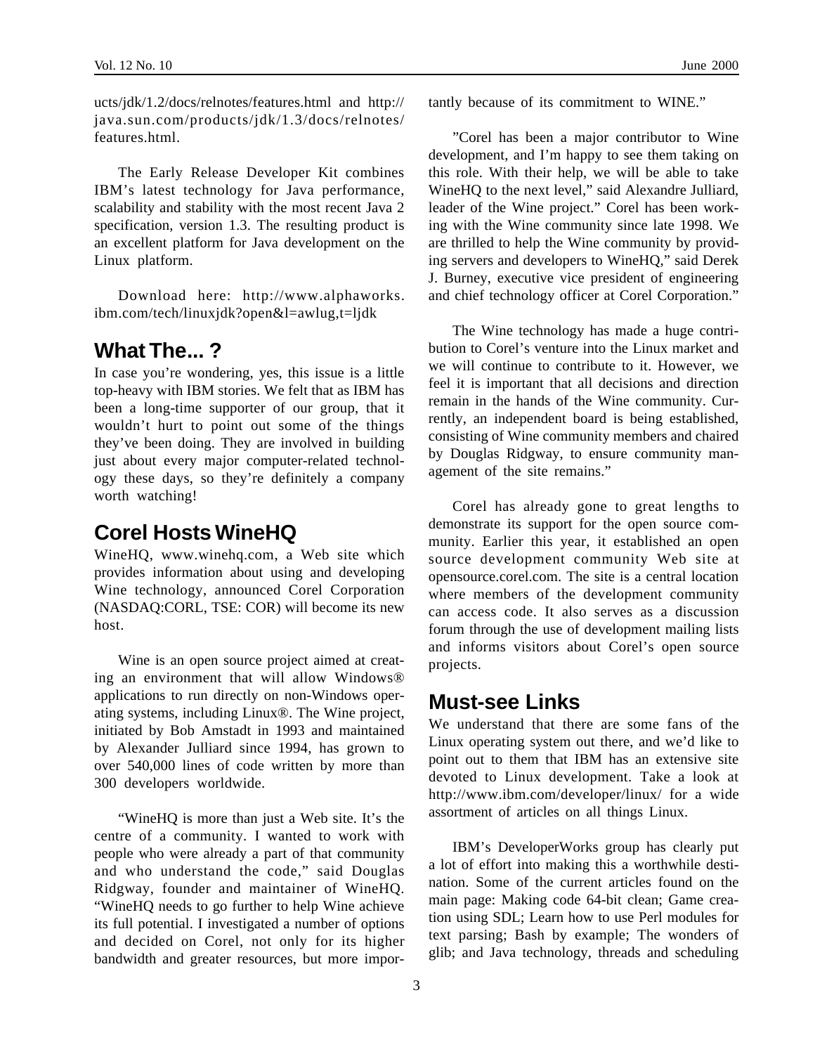ucts/jdk/1.2/docs/relnotes/features.html and http://java.sun.com/products/jdk/1.3/docs/relnotes/features.html.

The Early Release Developer Kit combines IBM's latest technology for Java performance, scalability and stability with the most recent Java 2 specification, version 1.3. The resulting product is an excellent platform for Java development on the Linux platform.

Download here: http://www.alphaworks.ibm.com/tech/linuxjdk?open&l=awlug,t=ljdk

## What The... ?

In case you're wondering, yes, this issue is a little top-heavy with IBM stories. We felt that as IBM has been a long-time supporter of our group, that it wouldn't hurt to point out some of the things they've been doing. They are involved in building just about every major computer-related technology these days, so they're definitely a company worth watching!

## Corel Hosts WineHQ

WineHQ, www.winehq.com, a Web site which provides information about using and developing Wine technology, announced Corel Corporation (NASDAQ:CORL, TSE: COR) will become its new host.

Wine is an open source project aimed at creating an environment that will allow Windows® applications to run directly on non-Windows operating systems, including Linux®. The Wine project, initiated by Bob Amstadt in 1993 and maintained by Alexander Julliard since 1994, has grown to over 540,000 lines of code written by more than 300 developers worldwide.

"WineHQ is more than just a Web site. It's the centre of a community. I wanted to work with people who were already a part of that community and who understand the code," said Douglas Ridgway, founder and maintainer of WineHQ. "WineHQ needs to go further to help Wine achieve its full potential. I investigated a number of options and decided on Corel, not only for its higher bandwidth and greater resources, but more importantly because of its commitment to WINE."

"Corel has been a major contributor to Wine development, and I'm happy to see them taking on this role. With their help, we will be able to take WineHQ to the next level," said Alexandre Julliard, leader of the Wine project." Corel has been working with the Wine community since late 1998. We are thrilled to help the Wine community by providing servers and developers to WineHQ," said Derek J. Burney, executive vice president of engineering and chief technology officer at Corel Corporation."

The Wine technology has made a huge contribution to Corel's venture into the Linux market and we will continue to contribute to it. However, we feel it is important that all decisions and direction remain in the hands of the Wine community. Currently, an independent board is being established, consisting of Wine community members and chaired by Douglas Ridgway, to ensure community management of the site remains."

Corel has already gone to great lengths to demonstrate its support for the open source community. Earlier this year, it established an open source development community Web site at opensource.corel.com. The site is a central location where members of the development community can access code. It also serves as a discussion forum through the use of development mailing lists and informs visitors about Corel's open source projects.

## Must-see Links

We understand that there are some fans of the Linux operating system out there, and we'd like to point out to them that IBM has an extensive site devoted to Linux development. Take a look at http://www.ibm.com/developer/linux/ for a wide assortment of articles on all things Linux.

IBM's DeveloperWorks group has clearly put a lot of effort into making this a worthwhile destination. Some of the current articles found on the main page: Making code 64-bit clean; Game creation using SDL; Learn how to use Perl modules for text parsing; Bash by example; The wonders of glib; and Java technology, threads and scheduling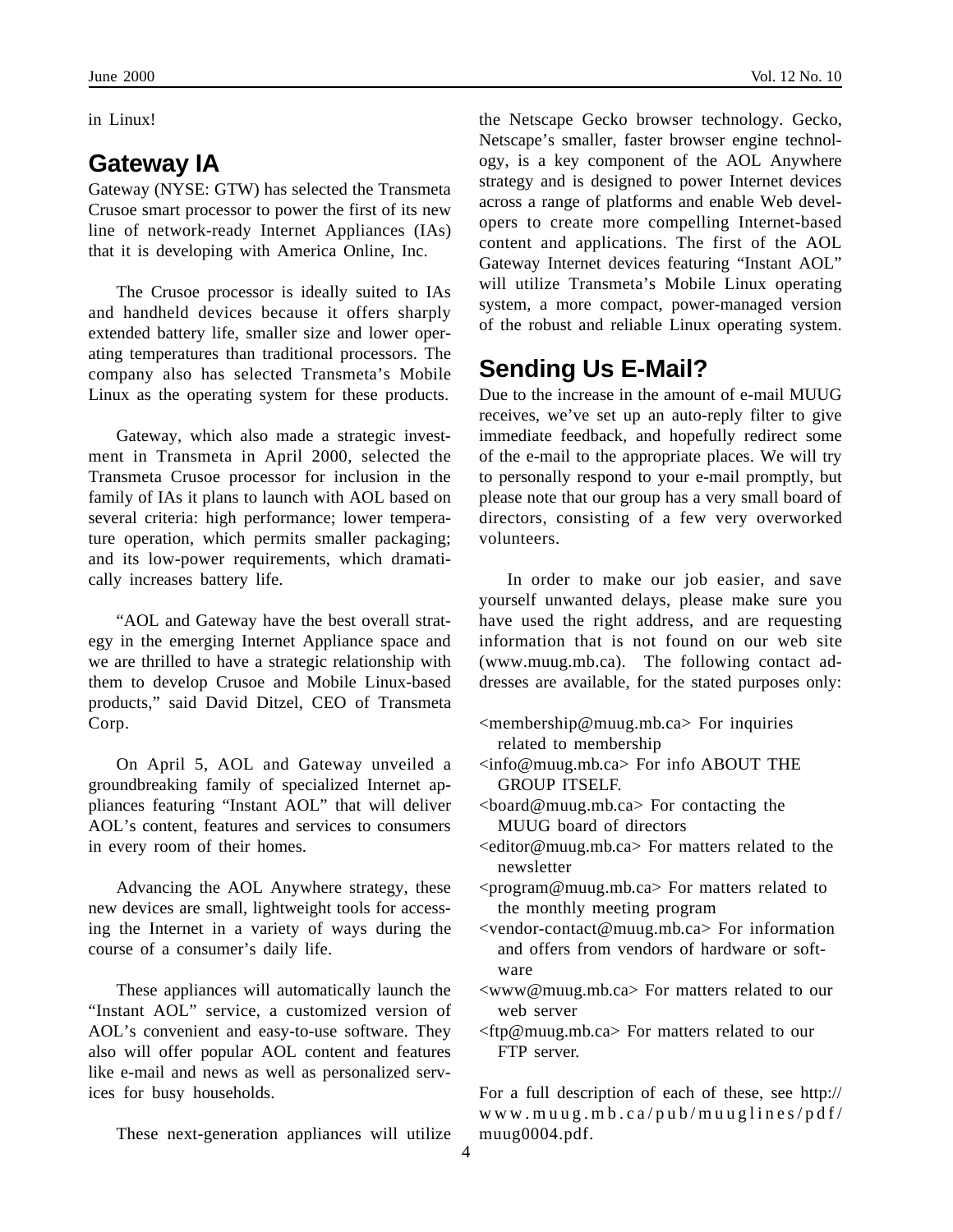in Linux!

## Gateway IA

Gateway (NYSE: GTW) has selected the Transmeta Crusoe smart processor to power the first of its new line of network-ready Internet Appliances (IAs) that it is developing with America Online, Inc.

The Crusoe processor is ideally suited to IAs and handheld devices because it offers sharply extended battery life, smaller size and lower operating temperatures than traditional processors. The company also has selected Transmeta's Mobile Linux as the operating system for these products.

Gateway, which also made a strategic investment in Transmeta in April 2000, selected the Transmeta Crusoe processor for inclusion in the family of IAs it plans to launch with AOL based on several criteria: high performance; lower temperature operation, which permits smaller packaging; and its low-power requirements, which dramatically increases battery life.

"AOL and Gateway have the best overall strategy in the emerging Internet Appliance space and we are thrilled to have a strategic relationship with them to develop Crusoe and Mobile Linux-based products," said David Ditzel, CEO of Transmeta Corp.

On April 5, AOL and Gateway unveiled a groundbreaking family of specialized Internet appliances featuring "Instant AOL" that will deliver AOL's content, features and services to consumers in every room of their homes.

Advancing the AOL Anywhere strategy, these new devices are small, lightweight tools for accessing the Internet in a variety of ways during the course of a consumer's daily life.

These appliances will automatically launch the "Instant AOL" service, a customized version of AOL's convenient and easy-to-use software. They also will offer popular AOL content and features like e-mail and news as well as personalized services for busy households.

These next-generation appliances will utilize the Netscape Gecko browser technology. Gecko, Netscape's smaller, faster browser engine technology, is a key component of the AOL Anywhere strategy and is designed to power Internet devices across a range of platforms and enable Web developers to create more compelling Internet-based content and applications. The first of the AOL Gateway Internet devices featuring "Instant AOL" will utilize Transmeta's Mobile Linux operating system, a more compact, power-managed version of the robust and reliable Linux operating system.

## Sending Us E-Mail?

Due to the increase in the amount of e-mail MUUG receives, we've set up an auto-reply filter to give immediate feedback, and hopefully redirect some of the e-mail to the appropriate places. We will try to personally respond to your e-mail promptly, but please note that our group has a very small board of directors, consisting of a few very overworked volunteers.

In order to make our job easier, and save yourself unwanted delays, please make sure you have used the right address, and are requesting information that is not found on our web site (www.muug.mb.ca). The following contact addresses are available, for the stated purposes only:

<membership@muug.mb.ca> For inquiries related to membership
<info@muug.mb.ca> For info ABOUT THE GROUP ITSELF.
<board@muug.mb.ca> For contacting the MUUG board of directors
<editor@muug.mb.ca> For matters related to the newsletter
<program@muug.mb.ca> For matters related to the monthly meeting program
<vendor-contact@muug.mb.ca> For information and offers from vendors of hardware or software
<www@muug.mb.ca> For matters related to our web server
<ftp@muug.mb.ca> For matters related to our FTP server.

For a full description of each of these, see http://www.muug.mb.ca/pub/muuglines/pdf/muug0004.pdf.